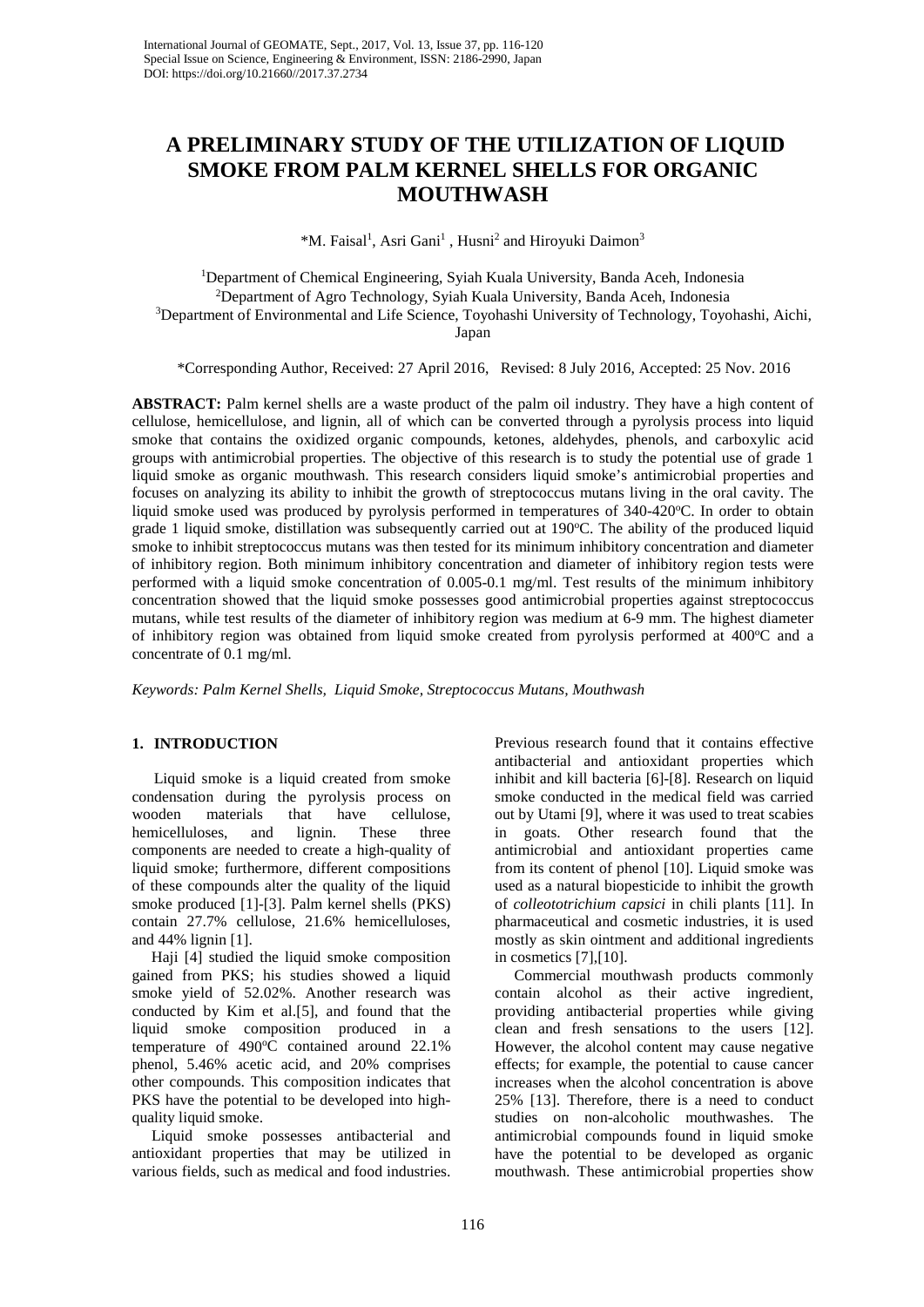# A PRELIMINARY STUDY OF THE UTILIZATION OF LIQUID SMOKE FROM PALM KERNEL SHELLS FOR ORGANIC MOUTHWASH

*M. Faisal[1], Asri Gani[1], Husni[2] and Hiroyuki Daimon[3]

[1]Department of Chemical Engineering, Syiah Kuala University, Banda Aceh, Indonesia
[2]Department of Agro Technology, Syiah Kuala University, Banda Aceh, Indonesia
[3]Department of Environmental and Life Science, Toyohashi University of Technology, Toyohashi, Aichi, Japan

*Corresponding Author, Received: 27 April 2016, Revised: 8 July 2016, Accepted: 25 Nov. 2016

**ABSTRACT:** Palm kernel shells are a waste product of the palm oil industry. They have a high content of cellulose, hemicellulose, and lignin, all of which can be converted through a pyrolysis process into liquid smoke that contains the oxidized organic compounds, ketones, aldehydes, phenols, and carboxylic acid groups with antimicrobial properties. The objective of this research is to study the potential use of grade 1 liquid smoke as organic mouthwash. This research considers liquid smoke's antimicrobial properties and focuses on analyzing its ability to inhibit the growth of streptococcus mutans living in the oral cavity. The liquid smoke used was produced by pyrolysis performed in temperatures of 340-420°C. In order to obtain grade 1 liquid smoke, distillation was subsequently carried out at 190°C. The ability of the produced liquid smoke to inhibit streptococcus mutans was then tested for its minimum inhibitory concentration and diameter of inhibitory region. Both minimum inhibitory concentration and diameter of inhibitory region tests were performed with a liquid smoke concentration of 0.005-0.1 mg/ml. Test results of the minimum inhibitory concentration showed that the liquid smoke possesses good antimicrobial properties against streptococcus mutans, while test results of the diameter of inhibitory region was medium at 6-9 mm. The highest diameter of inhibitory region was obtained from liquid smoke created from pyrolysis performed at 400°C and a concentrate of 0.1 mg/ml.

*Keywords: Palm Kernel Shells, Liquid Smoke, Streptococcus Mutans, Mouthwash*

## 1. INTRODUCTION

Liquid smoke is a liquid created from smoke condensation during the pyrolysis process on wooden materials that have cellulose, hemicelluloses, and lignin. These three components are needed to create a high-quality of liquid smoke; furthermore, different compositions of these compounds alter the quality of the liquid smoke produced [1]-[3]. Palm kernel shells (PKS) contain 27.7% cellulose, 21.6% hemicelluloses, and 44% lignin [1].

Haji [4] studied the liquid smoke composition gained from PKS; his studies showed a liquid smoke yield of 52.02%. Another research was conducted by Kim et al.[5], and found that the liquid smoke composition produced in a temperature of 490°C contained around 22.1% phenol, 5.46% acetic acid, and 20% comprises other compounds. This composition indicates that PKS have the potential to be developed into high-quality liquid smoke.

Liquid smoke possesses antibacterial and antioxidant properties that may be utilized in various fields, such as medical and food industries. Previous research found that it contains effective antibacterial and antioxidant properties which inhibit and kill bacteria [6]-[8]. Research on liquid smoke conducted in the medical field was carried out by Utami [9], where it was used to treat scabies in goats. Other research found that the antimicrobial and antioxidant properties came from its content of phenol [10]. Liquid smoke was used as a natural biopesticide to inhibit the growth of *colleototrichium capsici* in chili plants [11]. In pharmaceutical and cosmetic industries, it is used mostly as skin ointment and additional ingredients in cosmetics [7],[10].

Commercial mouthwash products commonly contain alcohol as their active ingredient, providing antibacterial properties while giving clean and fresh sensations to the users [12]. However, the alcohol content may cause negative effects; for example, the potential to cause cancer increases when the alcohol concentration is above 25% [13]. Therefore, there is a need to conduct studies on non-alcoholic mouthwashes. The antimicrobial compounds found in liquid smoke have the potential to be developed as organic mouthwash. These antimicrobial properties show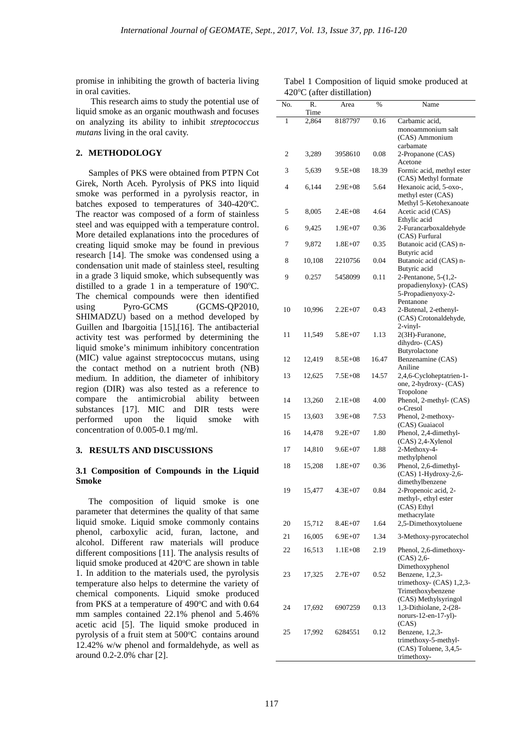promise in inhibiting the growth of bacteria living in oral cavities.

This research aims to study the potential use of liquid smoke as an organic mouthwash and focuses on analyzing its ability to inhibit *streptococcus mutans* living in the oral cavity.

## 2. METHODOLOGY

Samples of PKS were obtained from PTPN Cot Girek, North Aceh. Pyrolysis of PKS into liquid smoke was performed in a pyrolysis reactor, in batches exposed to temperatures of 340-420°C. The reactor was composed of a form of stainless steel and was equipped with a temperature control. More detailed explanations into the procedures of creating liquid smoke may be found in previous research [14]. The smoke was condensed using a condensation unit made of stainless steel, resulting in a grade 3 liquid smoke, which subsequently was distilled to a grade 1 in a temperature of 190°C. The chemical compounds were then identified using Pyro-GCMS (GCMS-QP2010, SHIMADZU) based on a method developed by Guillen and Ibargoitia [15],[16]. The antibacterial activity test was performed by determining the liquid smoke's minimum inhibitory concentration (MIC) value against streptococcus mutans, using the contact method on a nutrient broth (NB) medium. In addition, the diameter of inhibitory region (DIR) was also tested as a reference to compare the antimicrobial ability between substances [17]. MIC and DIR tests were performed upon the liquid smoke with concentration of 0.005-0.1 mg/ml.

## 3. RESULTS AND DISCUSSIONS

### 3.1 Composition of Compounds in the Liquid Smoke

The composition of liquid smoke is one parameter that determines the quality of that same liquid smoke. Liquid smoke commonly contains phenol, carboxylic acid, furan, lactone, and alcohol. Different raw materials will produce different compositions [11]. The analysis results of liquid smoke produced at 420°C are shown in table 1. In addition to the materials used, the pyrolysis temperature also helps to determine the variety of chemical components. Liquid smoke produced from PKS at a temperature of 490°C and with 0.64 mm samples contained 22.1% phenol and 5.46% acetic acid [5]. The liquid smoke produced in pyrolysis of a fruit stem at 500°C contains around 12.42% w/w phenol and formaldehyde, as well as around 0.2-2.0% char [2].

Tabel 1 Composition of liquid smoke produced at 420°C (after distillation)

| No. | R. Time | Area | % | Name |
|---|---|---|---|---|
| 1 | 2,864 | 8187797 | 0.16 | Carbamic acid, monoammonium salt (CAS) Ammonium carbamate |
| 2 | 3,289 | 3958610 | 0.08 | 2-Propanone (CAS) Acetone |
| 3 | 5,639 | 9.5E+08 | 18.39 | Formic acid, methyl ester (CAS) Methyl formate |
| 4 | 6,144 | 2.9E+08 | 5.64 | Hexanoic acid, 5-oxo-, methyl ester (CAS) Methyl 5-Ketohexanoate |
| 5 | 8,005 | 2.4E+08 | 4.64 | Acetic acid (CAS) Ethylic acid |
| 6 | 9,425 | 1.9E+07 | 0.36 | 2-Furancarboxaldehyde (CAS) Furfural |
| 7 | 9,872 | 1.8E+07 | 0.35 | Butanoic acid (CAS) n-Butyric acid |
| 8 | 10,108 | 2210756 | 0.04 | Butanoic acid (CAS) n-Butyric acid |
| 9 | 0.257 | 5458099 | 0.11 | 2-Pentanone, 5-(1,2-propadienyloxy)- (CAS) 5-Propadienyoxy-2-Pentanone |
| 10 | 10,996 | 2.2E+07 | 0.43 | 2-Butenal, 2-ethenyl- (CAS) Crotonaldehyde, 2-vinyl- |
| 11 | 11,549 | 5.8E+07 | 1.13 | 2(3H)-Furanone, dihydro- (CAS) Butyrolactone |
| 12 | 12,419 | 8.5E+08 | 16.47 | Benzenamine (CAS) Aniline |
| 13 | 12,625 | 7.5E+08 | 14.57 | 2,4,6-Cycloheptatrien-1-one, 2-hydroxy- (CAS) Tropolone |
| 14 | 13,260 | 2.1E+08 | 4.00 | Phenol, 2-methyl- (CAS) o-Cresol |
| 15 | 13,603 | 3.9E+08 | 7.53 | Phenol, 2-methoxy- (CAS) Guaiacol |
| 16 | 14,478 | 9.2E+07 | 1.80 | Phenol, 2,4-dimethyl- (CAS) 2,4-Xylenol |
| 17 | 14,810 | 9.6E+07 | 1.88 | 2-Methoxy-4-methylphenol |
| 18 | 15,208 | 1.8E+07 | 0.36 | Phenol, 2,6-dimethyl- (CAS) 1-Hydroxy-2,6-dimethylbenzene |
| 19 | 15,477 | 4.3E+07 | 0.84 | 2-Propenoic acid, 2-methyl-, ethyl ester (CAS) Ethyl methacrylate |
| 20 | 15,712 | 8.4E+07 | 1.64 | 2,5-Dimethoxytoluene |
| 21 | 16,005 | 6.9E+07 | 1.34 | 3-Methoxy-pyrocatechol |
| 22 | 16,513 | 1.1E+08 | 2.19 | Phenol, 2,6-dimethoxy- (CAS) 2,6-Dimethoxyphenol |
| 23 | 17,325 | 2.7E+07 | 0.52 | Benzene, 1,2,3-trimethoxy- (CAS) 1,2,3-Trimethoxybenzene (CAS) Methylsyringol |
| 24 | 17,692 | 6907259 | 0.13 | 1,3-Dithiolane, 2-(28-norurs-12-en-17-yl)- (CAS) |
| 25 | 17,992 | 6284551 | 0.12 | Benzene, 1,2,3-trimethoxy-5-methyl- (CAS) Toluene, 3,4,5-trimethoxy- |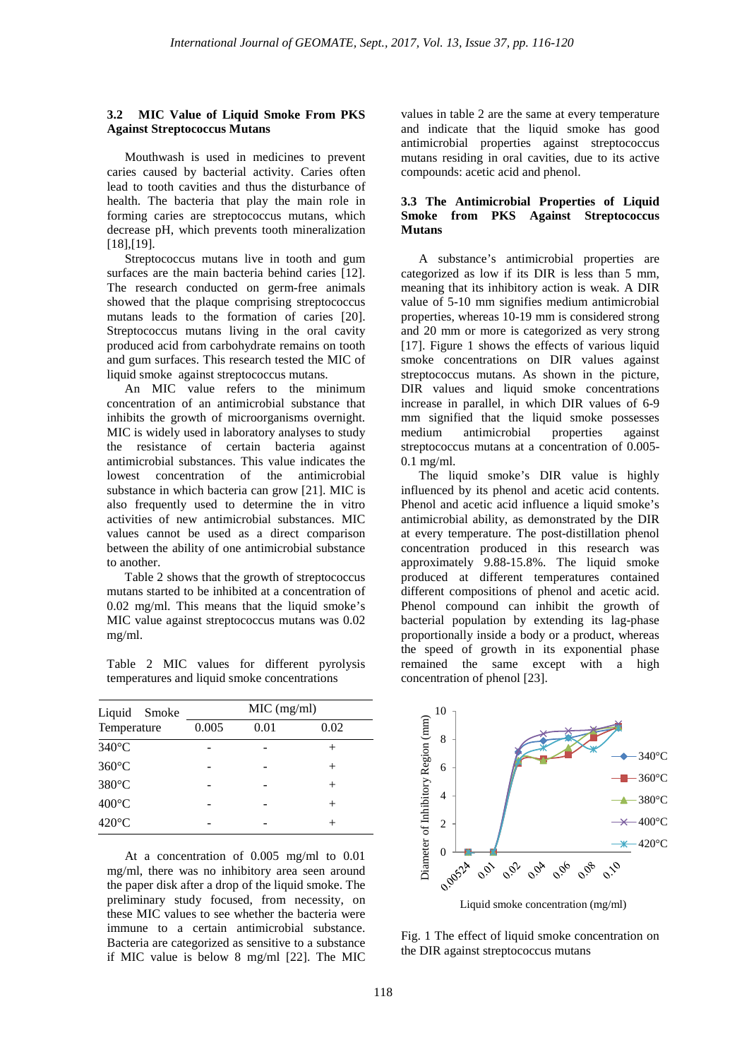### 3.2 MIC Value of Liquid Smoke From PKS Against Streptococcus Mutans

Mouthwash is used in medicines to prevent caries caused by bacterial activity. Caries often lead to tooth cavities and thus the disturbance of health. The bacteria that play the main role in forming caries are streptococcus mutans, which decrease pH, which prevents tooth mineralization [18],[19].

Streptococcus mutans live in tooth and gum surfaces are the main bacteria behind caries [12]. The research conducted on germ-free animals showed that the plaque comprising streptococcus mutans leads to the formation of caries [20]. Streptococcus mutans living in the oral cavity produced acid from carbohydrate remains on tooth and gum surfaces. This research tested the MIC of liquid smoke against streptococcus mutans.

An MIC value refers to the minimum concentration of an antimicrobial substance that inhibits the growth of microorganisms overnight. MIC is widely used in laboratory analyses to study the resistance of certain bacteria against antimicrobial substances. This value indicates the lowest concentration of the antimicrobial substance in which bacteria can grow [21]. MIC is also frequently used to determine the in vitro activities of new antimicrobial substances. MIC values cannot be used as a direct comparison between the ability of one antimicrobial substance to another.

Table 2 shows that the growth of streptococcus mutans started to be inhibited at a concentration of 0.02 mg/ml. This means that the liquid smoke's MIC value against streptococcus mutans was 0.02 mg/ml.

Table 2 MIC values for different pyrolysis temperatures and liquid smoke concentrations

| Liquid Smoke Temperature | MIC (mg/ml) | | |
|---|---|---|---|
| | 0.005 | 0.01 | 0.02 |
| 340°C | - | - | + |
| 360°C | - | - | + |
| 380°C | - | - | + |
| 400°C | - | - | + |
| 420°C | - | - | + |

At a concentration of 0.005 mg/ml to 0.01 mg/ml, there was no inhibitory area seen around the paper disk after a drop of the liquid smoke. The preliminary study focused, from necessity, on these MIC values to see whether the bacteria were immune to a certain antimicrobial substance. Bacteria are categorized as sensitive to a substance if MIC value is below 8 mg/ml [22]. The MIC values in table 2 are the same at every temperature and indicate that the liquid smoke has good antimicrobial properties against streptococcus mutans residing in oral cavities, due to its active compounds: acetic acid and phenol.

### 3.3 The Antimicrobial Properties of Liquid Smoke from PKS Against Streptococcus Mutans

A substance's antimicrobial properties are categorized as low if its DIR is less than 5 mm, meaning that its inhibitory action is weak. A DIR value of 5-10 mm signifies medium antimicrobial properties, whereas 10-19 mm is considered strong and 20 mm or more is categorized as very strong [17]. Figure 1 shows the effects of various liquid smoke concentrations on DIR values against streptococcus mutans. As shown in the picture, DIR values and liquid smoke concentrations increase in parallel, in which DIR values of 6-9 mm signified that the liquid smoke possesses medium antimicrobial properties against streptococcus mutans at a concentration of 0.005-0.1 mg/ml.

The liquid smoke's DIR value is highly influenced by its phenol and acetic acid contents. Phenol and acetic acid influence a liquid smoke's antimicrobial ability, as demonstrated by the DIR at every temperature. The post-distillation phenol concentration produced in this research was approximately 9.88-15.8%. The liquid smoke produced at different temperatures contained different compositions of phenol and acetic acid. Phenol compound can inhibit the growth of bacterial population by extending its lag-phase proportionally inside a body or a product, whereas the speed of growth in its exponential phase remained the same except with a high concentration of phenol [23].

Fig. 1 The effect of liquid smoke concentration on the DIR against streptococcus mutans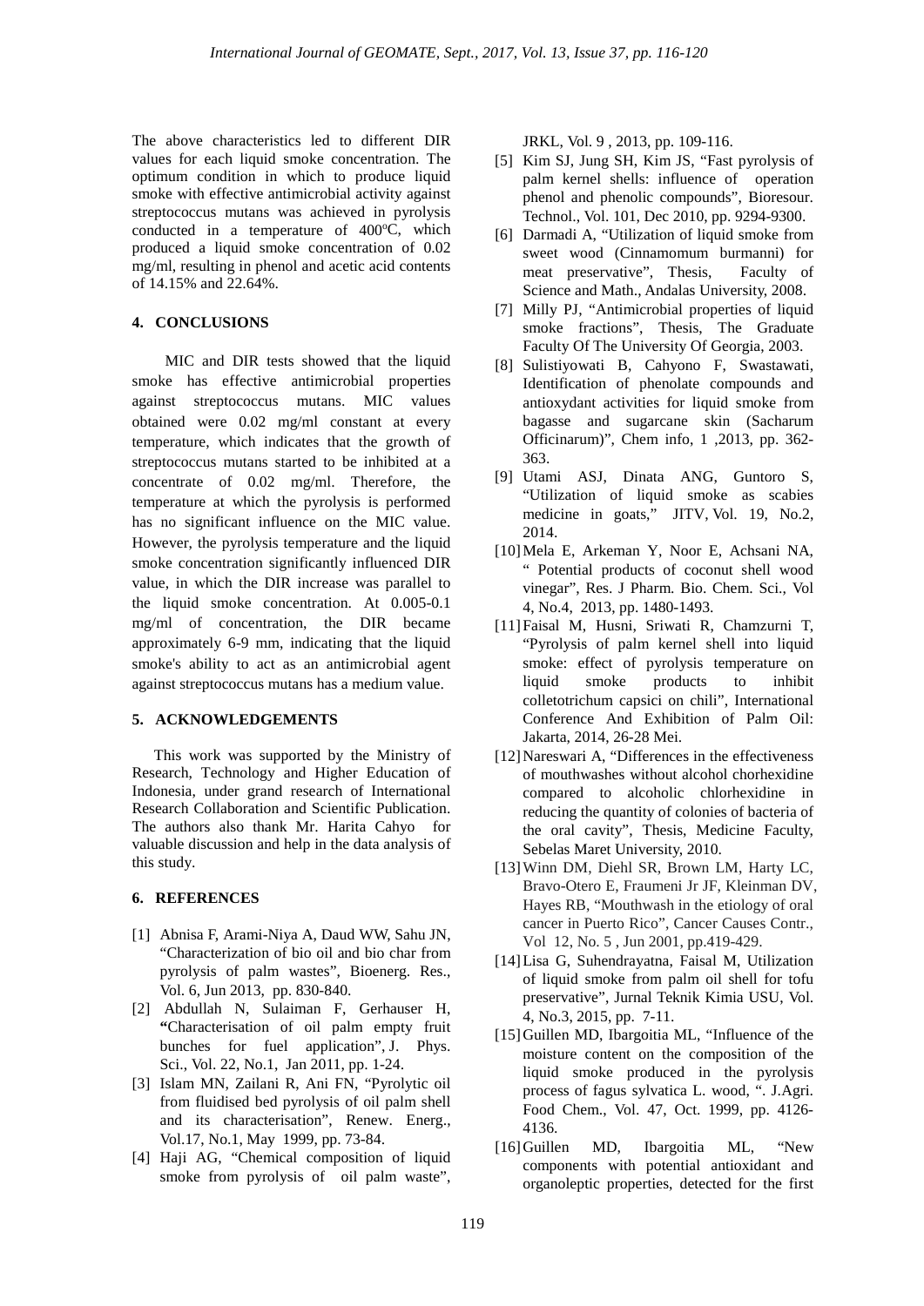The above characteristics led to different DIR values for each liquid smoke concentration. The optimum condition in which to produce liquid smoke with effective antimicrobial activity against streptococcus mutans was achieved in pyrolysis conducted in a temperature of 400$^{o}$C, which produced a liquid smoke concentration of 0.02 mg/ml, resulting in phenol and acetic acid contents of 14.15% and 22.64%.

## 4. CONCLUSIONS

MIC and DIR tests showed that the liquid smoke has effective antimicrobial properties against streptococcus mutans. MIC values obtained were 0.02 mg/ml constant at every temperature, which indicates that the growth of streptococcus mutans started to be inhibited at a concentrate of 0.02 mg/ml. Therefore, the temperature at which the pyrolysis is performed has no significant influence on the MIC value. However, the pyrolysis temperature and the liquid smoke concentration significantly influenced DIR value, in which the DIR increase was parallel to the liquid smoke concentration. At 0.005-0.1 mg/ml of concentration, the DIR became approximately 6-9 mm, indicating that the liquid smoke's ability to act as an antimicrobial agent against streptococcus mutans has a medium value.

## 5. ACKNOWLEDGEMENTS

This work was supported by the Ministry of Research, Technology and Higher Education of Indonesia, under grand research of International Research Collaboration and Scientific Publication. The authors also thank Mr. Harita Cahyo for valuable discussion and help in the data analysis of this study.

## 6. REFERENCES

[1] Abnisa F, Arami-Niya A, Daud WW, Sahu JN, "Characterization of bio oil and bio char from pyrolysis of palm wastes", Bioenerg. Res., Vol. 6, Jun 2013, pp. 830-840.

[2] Abdullah N, Sulaiman F, Gerhauser H, "Characterisation of oil palm empty fruit bunches for fuel application", J. Phys. Sci., Vol. 22, No.1, Jan 2011, pp. 1-24.

[3] Islam MN, Zailani R, Ani FN, "Pyrolytic oil from fluidised bed pyrolysis of oil palm shell and its characterisation", Renew. Energ., Vol.17, No.1, May 1999, pp. 73-84.

[4] Haji AG, "Chemical composition of liquid smoke from pyrolysis of oil palm waste", JRKL, Vol. 9 , 2013, pp. 109-116.

[5] Kim SJ, Jung SH, Kim JS, "Fast pyrolysis of palm kernel shells: influence of operation phenol and phenolic compounds", Bioresour. Technol., Vol. 101, Dec 2010, pp. 9294-9300.

[6] Darmadi A, "Utilization of liquid smoke from sweet wood (Cinnamomum burmanni) for meat preservative", Thesis, Faculty of Science and Math., Andalas University, 2008.

[7] Milly PJ, "Antimicrobial properties of liquid smoke fractions", Thesis, The Graduate Faculty Of The University Of Georgia, 2003.

[8] Sulistiyowati B, Cahyono F, Swastawati, Identification of phenolate compounds and antioxydant activities for liquid smoke from bagasse and sugarcane skin (Sacharum Officinarum)", Chem info, 1 ,2013, pp. 362-363.

[9] Utami ASJ, Dinata ANG, Guntoro S, "Utilization of liquid smoke as scabies medicine in goats," JITV, Vol. 19, No.2, 2014.

[10] Mela E, Arkeman Y, Noor E, Achsani NA, " Potential products of coconut shell wood vinegar", Res. J Pharm. Bio. Chem. Sci., Vol 4, No.4, 2013, pp. 1480-1493.

[11] Faisal M, Husni, Sriwati R, Chamzurni T, "Pyrolysis of palm kernel shell into liquid smoke: effect of pyrolysis temperature on liquid smoke products to inhibit colletotrichum capsici on chili", International Conference And Exhibition of Palm Oil: Jakarta, 2014, 26-28 Mei.

[12] Nareswari A, "Differences in the effectiveness of mouthwashes without alcohol chorhexidine compared to alcoholic chlorhexidine in reducing the quantity of colonies of bacteria of the oral cavity", Thesis, Medicine Faculty, Sebelas Maret University, 2010.

[13] Winn DM, Diehl SR, Brown LM, Harty LC, Bravo-Otero E, Fraumeni Jr JF, Kleinman DV, Hayes RB, "Mouthwash in the etiology of oral cancer in Puerto Rico", Cancer Causes Contr., Vol 12, No. 5 , Jun 2001, pp.419-429.

[14] Lisa G, Suhendrayatna, Faisal M, Utilization of liquid smoke from palm oil shell for tofu preservative", Jurnal Teknik Kimia USU, Vol. 4, No.3, 2015, pp. 7-11.

[15] Guillen MD, Ibargoitia ML, "Influence of the moisture content on the composition of the liquid smoke produced in the pyrolysis process of fagus sylvatica L. wood, ". J.Agri. Food Chem., Vol. 47, Oct. 1999, pp. 4126-4136.

[16] Guillen MD, Ibargoitia ML, "New components with potential antioxidant and organoleptic properties, detected for the first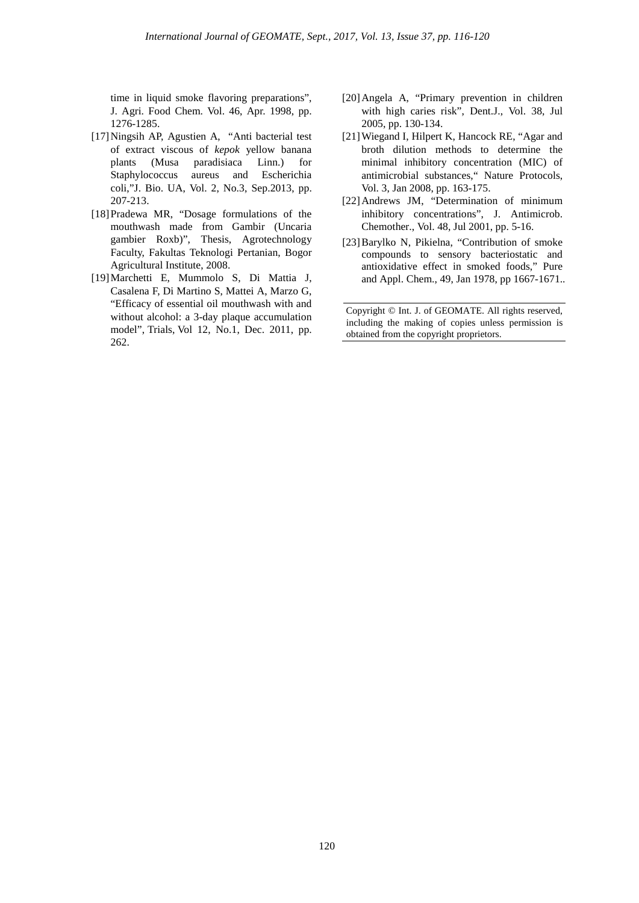time in liquid smoke flavoring preparations", J. Agri. Food Chem. Vol. 46, Apr. 1998, pp. 1276-1285.

[17] Ningsih AP, Agustien A, "Anti bacterial test of extract viscous of *kepok* yellow banana plants (Musa paradisiaca Linn.) for Staphylococcus aureus and Escherichia coli,"J. Bio. UA, Vol. 2, No.3, Sep.2013, pp. 207-213.

[18] Pradewa MR, "Dosage formulations of the mouthwash made from Gambir (Uncaria gambier Roxb)", Thesis, Agrotechnology Faculty, Fakultas Teknologi Pertanian, Bogor Agricultural Institute, 2008.

[19] Marchetti E, Mummolo S, Di Mattia J, Casalena F, Di Martino S, Mattei A, Marzo G, "Efficacy of essential oil mouthwash with and without alcohol: a 3-day plaque accumulation model", Trials, Vol 12, No.1, Dec. 2011, pp. 262.

[20] Angela A, "Primary prevention in children with high caries risk", Dent.J., Vol. 38, Jul 2005, pp. 130-134.

[21] Wiegand I, Hilpert K, Hancock RE, "Agar and broth dilution methods to determine the minimal inhibitory concentration (MIC) of antimicrobial substances," Nature Protocols, Vol. 3, Jan 2008, pp. 163-175.

[22] Andrews JM, "Determination of minimum inhibitory concentrations", J. Antimicrob. Chemother., Vol. 48, Jul 2001, pp. 5-16.

[23] Barylko N, Pikielna, "Contribution of smoke compounds to sensory bacteriostatic and antioxidative effect in smoked foods," Pure and Appl. Chem., 49, Jan 1978, pp 1667-1671..

Copyright © Int. J. of GEOMATE. All rights reserved, including the making of copies unless permission is obtained from the copyright proprietors.